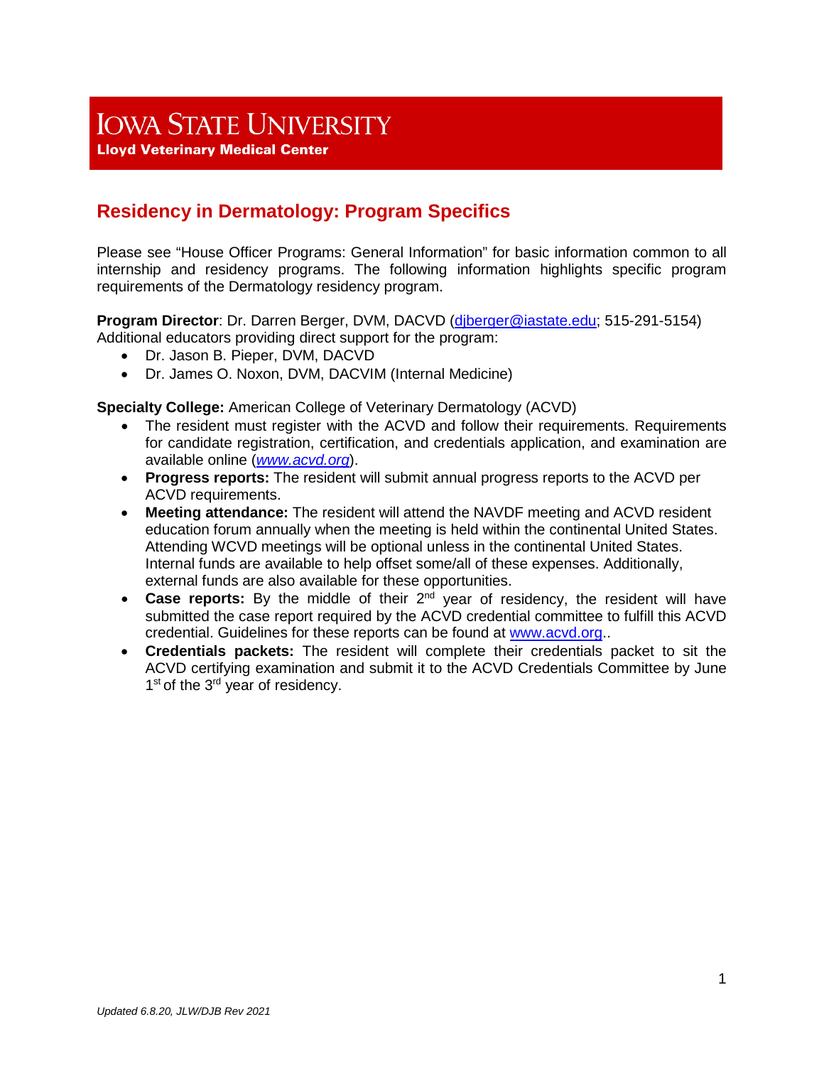# IOWA STATE UNIVERSITY

**Lloyd Veterinary Medical Center**

## Residency in Dermatology: Program Specifics

Please see "House Officer Programs: General Information" for basic information common to all internship and residency programs. The following information highlights specific program requirements of the Dermatology residency program.

**Program Director**: Dr. Darren Berger, DVM, DACVD (djberger@iastate.edu; 515-291-5154)
Additional educators providing direct support for the program:

- Dr. Jason B. Pieper, DVM, DACVD
- Dr. James O. Noxon, DVM, DACVIM (Internal Medicine)

**Specialty College:** American College of Veterinary Dermatology (ACVD)

- The resident must register with the ACVD and follow their requirements. Requirements for candidate registration, certification, and credentials application, and examination are available online (*www.acvd.org*).
- **Progress reports:** The resident will submit annual progress reports to the ACVD per ACVD requirements.
- **Meeting attendance:** The resident will attend the NAVDF meeting and ACVD resident education forum annually when the meeting is held within the continental United States. Attending WCVD meetings will be optional unless in the continental United States. Internal funds are available to help offset some/all of these expenses. Additionally, external funds are also available for these opportunities.
- **Case reports:** By the middle of their 2nd year of residency, the resident will have submitted the case report required by the ACVD credential committee to fulfill this ACVD credential. Guidelines for these reports can be found at www.acvd.org..
- **Credentials packets:** The resident will complete their credentials packet to sit the ACVD certifying examination and submit it to the ACVD Credentials Committee by June 1st of the 3rd year of residency.

*Updated 6.8.20, JLW/DJB Rev 2021*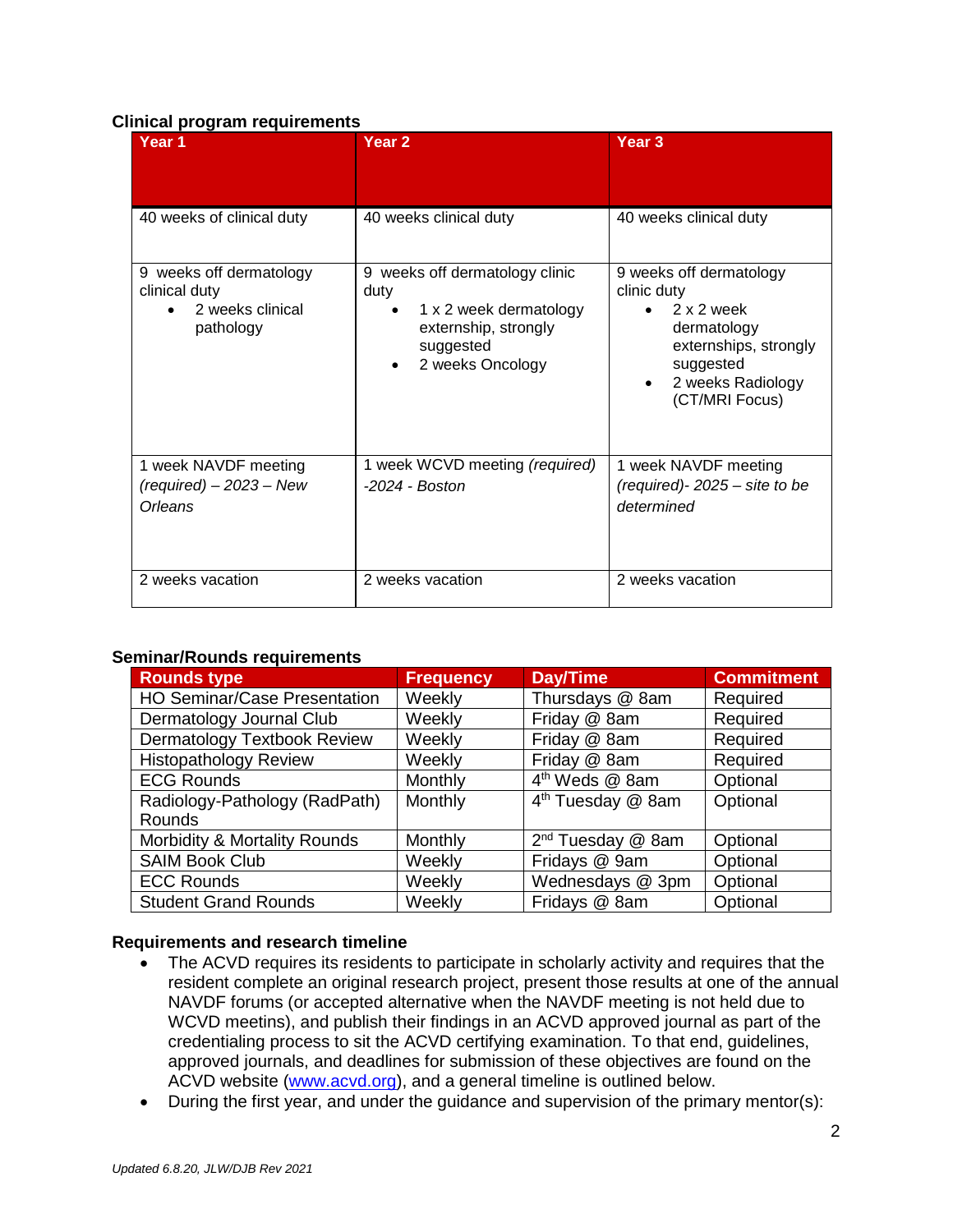**Clinical program requirements**

| Year 1 | Year 2 | Year 3 |
|---|---|---|
| 40 weeks of clinical duty | 40 weeks clinical duty | 40 weeks clinical duty |
| 9 weeks off dermatology clinical duty<br>• 2 weeks clinical pathology | 9 weeks off dermatology clinic duty<br>• 1 x 2 week dermatology externship, strongly suggested<br>• 2 weeks Oncology | 9 weeks off dermatology clinic duty<br>• 2 x 2 week dermatology externships, strongly suggested<br>• 2 weeks Radiology (CT/MRI Focus) |
| 1 week NAVDF meeting *(required) – 2023 – New Orleans* | 1 week WCVD meeting *(required) -2024 - Boston* | 1 week NAVDF meeting *(required)- 2025 – site to be determined* |
| 2 weeks vacation | 2 weeks vacation | 2 weeks vacation |

**Seminar/Rounds requirements**

| Rounds type | Frequency | Day/Time | Commitment |
|---|---|---|---|
| HO Seminar/Case Presentation | Weekly | Thursdays @ 8am | Required |
| Dermatology Journal Club | Weekly | Friday @ 8am | Required |
| Dermatology Textbook Review | Weekly | Friday @ 8am | Required |
| Histopathology Review | Weekly | Friday @ 8am | Required |
| ECG Rounds | Monthly | 4th Weds @ 8am | Optional |
| Radiology-Pathology (RadPath) Rounds | Monthly | 4th Tuesday @ 8am | Optional |
| Morbidity & Mortality Rounds | Monthly | 2nd Tuesday @ 8am | Optional |
| SAIM Book Club | Weekly | Fridays @ 9am | Optional |
| ECC Rounds | Weekly | Wednesdays @ 3pm | Optional |
| Student Grand Rounds | Weekly | Fridays @ 8am | Optional |

**Requirements and research timeline**

- The ACVD requires its residents to participate in scholarly activity and requires that the resident complete an original research project, present those results at one of the annual NAVDF forums (or accepted alternative when the NAVDF meeting is not held due to WCVD meetins), and publish their findings in an ACVD approved journal as part of the credentialing process to sit the ACVD certifying examination. To that end, guidelines, approved journals, and deadlines for submission of these objectives are found on the ACVD website (www.acvd.org), and a general timeline is outlined below.
- During the first year, and under the guidance and supervision of the primary mentor(s):

*Updated 6.8.20, JLW/DJB Rev 2021*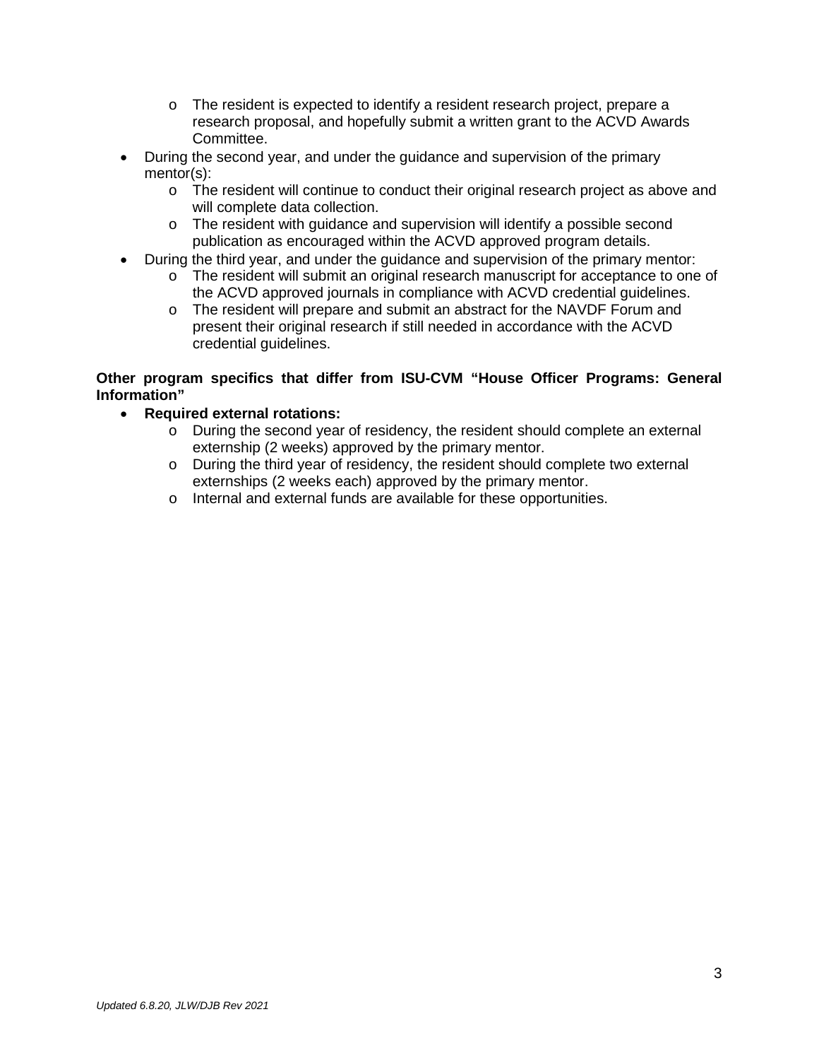- The resident is expected to identify a resident research project, prepare a research proposal, and hopefully submit a written grant to the ACVD Awards Committee.
- During the second year, and under the guidance and supervision of the primary mentor(s):
  - The resident will continue to conduct their original research project as above and will complete data collection.
  - The resident with guidance and supervision will identify a possible second publication as encouraged within the ACVD approved program details.
- During the third year, and under the guidance and supervision of the primary mentor:
  - The resident will submit an original research manuscript for acceptance to one of the ACVD approved journals in compliance with ACVD credential guidelines.
  - The resident will prepare and submit an abstract for the NAVDF Forum and present their original research if still needed in accordance with the ACVD credential guidelines.

**Other program specifics that differ from ISU-CVM "House Officer Programs: General Information"**

- **Required external rotations:**
  - During the second year of residency, the resident should complete an external externship (2 weeks) approved by the primary mentor.
  - During the third year of residency, the resident should complete two external externships (2 weeks each) approved by the primary mentor.
  - Internal and external funds are available for these opportunities.

*Updated 6.8.20, JLW/DJB Rev 2021*